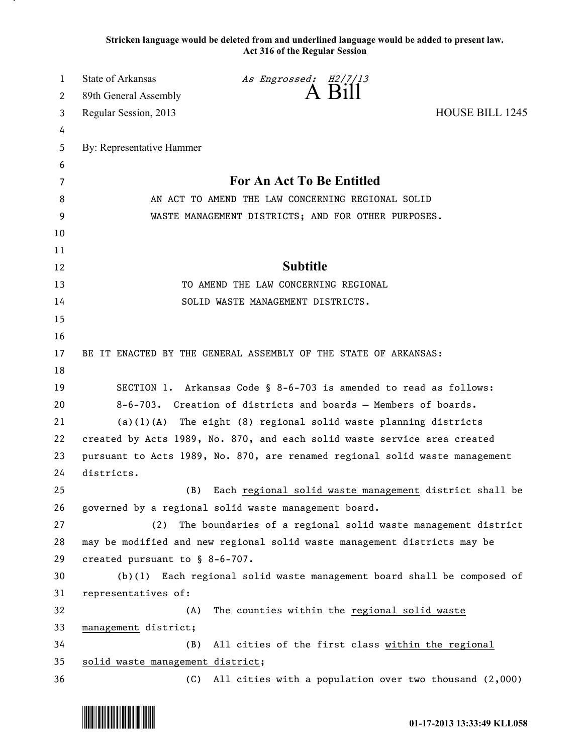**Stricken language would be deleted from and underlined language would be added to present law.**
**Act 316 of the Regular Session**

State of Arkansas *As Engrossed: H2/7/13*
89th General Assembly **A Bill**
Regular Session, 2013 HOUSE BILL 1245

By: Representative Hammer

## For An Act To Be Entitled

AN ACT TO AMEND THE LAW CONCERNING REGIONAL SOLID WASTE MANAGEMENT DISTRICTS; AND FOR OTHER PURPOSES.

## Subtitle

TO AMEND THE LAW CONCERNING REGIONAL SOLID WASTE MANAGEMENT DISTRICTS.

BE IT ENACTED BY THE GENERAL ASSEMBLY OF THE STATE OF ARKANSAS:

SECTION 1. Arkansas Code § 8-6-703 is amended to read as follows:

8-6-703. Creation of districts and boards — Members of boards.

(a)(1)(A) The eight (8) regional solid waste planning districts created by Acts 1989, No. 870, and each solid waste service area created pursuant to Acts 1989, No. 870, are renamed regional solid waste management districts.

(B) Each <u>regional solid waste management</u> district shall be governed by a regional solid waste management board.

(2) The boundaries of a regional solid waste management district may be modified and new regional solid waste management districts may be created pursuant to § 8-6-707.

(b)(1) Each regional solid waste management board shall be composed of representatives of:

(A) The counties within the <u>regional solid waste management</u> district;

(B) All cities of the first class <u>within the regional solid waste management district</u>;

(C) All cities with a population over two thousand (2,000)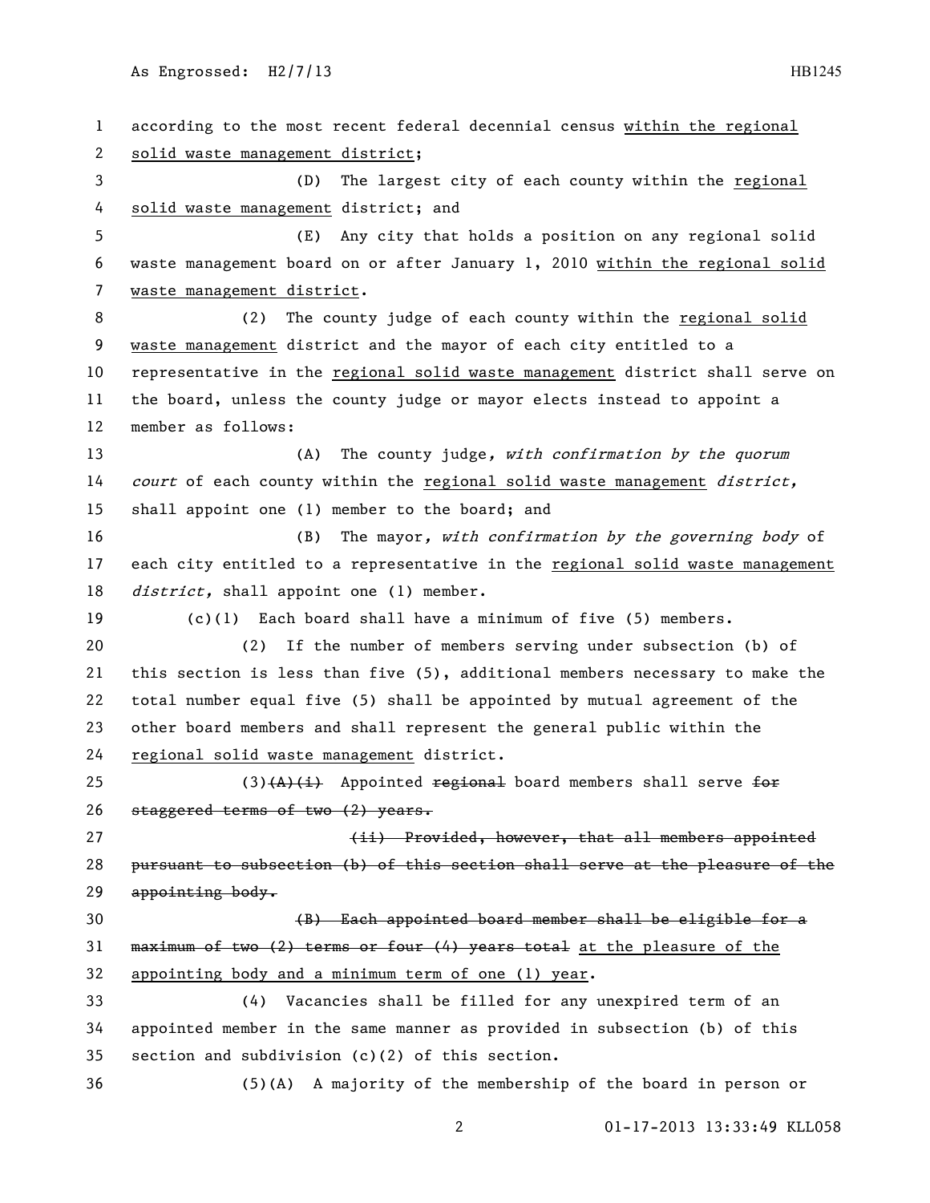according to the most recent federal decennial census <u>within the regional solid waste management district</u>;

(D) The largest city of each county within the <u>regional solid waste management</u> district; and

(E) Any city that holds a position on any regional solid waste management board on or after January 1, 2010 <u>within the regional solid waste management district</u>.

(2) The county judge of each county within the <u>regional solid waste management</u> district and the mayor of each city entitled to a representative in the <u>regional solid waste management</u> district shall serve on the board, unless the county judge or mayor elects instead to appoint a member as follows:

(A) The county judge, *with confirmation by the quorum court* of each county within the <u>regional solid waste management</u> *district,* shall appoint one (1) member to the board; and

(B) The mayor*, with confirmation by the governing body* of each city entitled to a representative in the <u>regional solid waste management</u> *district,* shall appoint one (1) member.

(c)(1) Each board shall have a minimum of five (5) members.

(2) If the number of members serving under subsection (b) of this section is less than five (5), additional members necessary to make the total number equal five (5) shall be appointed by mutual agreement of the other board members and shall represent the general public within the <u>regional solid waste management</u> district.

(3)~~(A)(i)~~ Appointed ~~regional~~ board members shall serve ~~for staggered terms of two (2) years.~~

~~(ii) Provided, however, that all members appointed pursuant to subsection (b) of this section shall serve at the pleasure of the appointing body.~~

~~(B) Each appointed board member shall be eligible for a maximum of two (2) terms or four (4) years total~~ <u>at the pleasure of the appointing body and a minimum term of one (1) year</u>.

(4) Vacancies shall be filled for any unexpired term of an appointed member in the same manner as provided in subsection (b) of this section and subdivision (c)(2) of this section.

(5)(A) A majority of the membership of the board in person or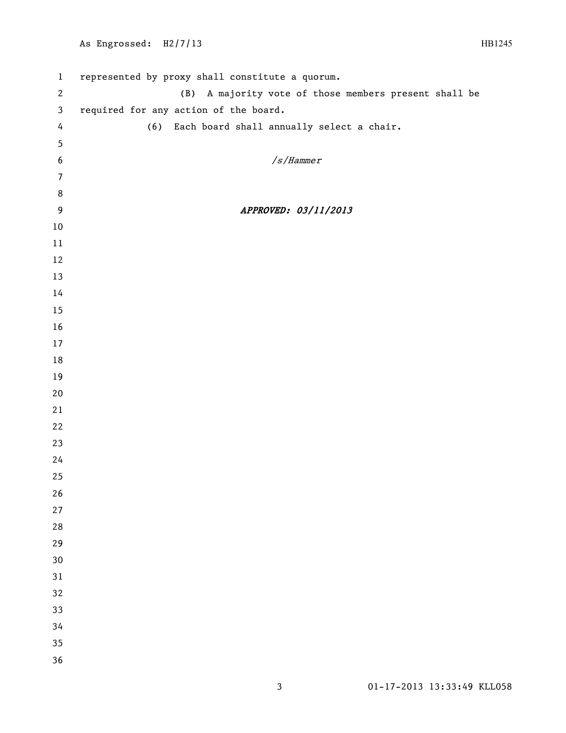represented by proxy shall constitute a quorum.

(B) A majority vote of those members present shall be required for any action of the board.

(6) Each board shall annually select a chair.

*/s/Hammer*

***APPROVED: 03/11/2013***